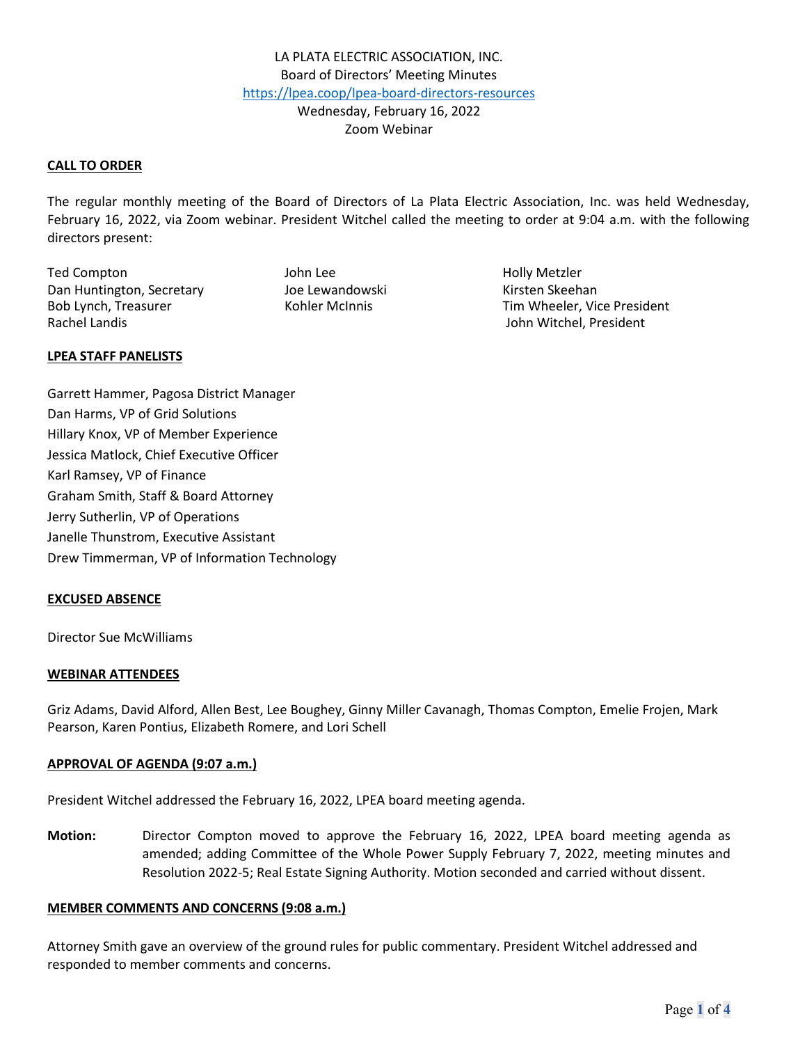LA PLATA ELECTRIC ASSOCIATION, INC.
Board of Directors' Meeting Minutes
https://lpea.coop/lpea-board-directors-resources
Wednesday, February 16, 2022
Zoom Webinar

**CALL TO ORDER**

The regular monthly meeting of the Board of Directors of La Plata Electric Association, Inc. was held Wednesday, February 16, 2022, via Zoom webinar. President Witchel called the meeting to order at 9:04 a.m. with the following directors present:

Ted Compton
Dan Huntington, Secretary
Bob Lynch, Treasurer
Rachel Landis
John Lee
Joe Lewandowski
Kohler McInnis
Holly Metzler
Kirsten Skeehan
Tim Wheeler, Vice President
John Witchel, President

**LPEA STAFF PANELISTS**

Garrett Hammer, Pagosa District Manager
Dan Harms, VP of Grid Solutions
Hillary Knox, VP of Member Experience
Jessica Matlock, Chief Executive Officer
Karl Ramsey, VP of Finance
Graham Smith, Staff & Board Attorney
Jerry Sutherlin, VP of Operations
Janelle Thunstrom, Executive Assistant
Drew Timmerman, VP of Information Technology

**EXCUSED ABSENCE**

Director Sue McWilliams

**WEBINAR ATTENDEES**

Griz Adams, David Alford, Allen Best, Lee Boughey, Ginny Miller Cavanagh, Thomas Compton, Emelie Frojen, Mark Pearson, Karen Pontius, Elizabeth Romere, and Lori Schell

**APPROVAL OF AGENDA (9:07 a.m.)**

President Witchel addressed the February 16, 2022, LPEA board meeting agenda.

**Motion:** Director Compton moved to approve the February 16, 2022, LPEA board meeting agenda as amended; adding Committee of the Whole Power Supply February 7, 2022, meeting minutes and Resolution 2022-5; Real Estate Signing Authority. Motion seconded and carried without dissent.

**MEMBER COMMENTS AND CONCERNS (9:08 a.m.)**

Attorney Smith gave an overview of the ground rules for public commentary. President Witchel addressed and responded to member comments and concerns.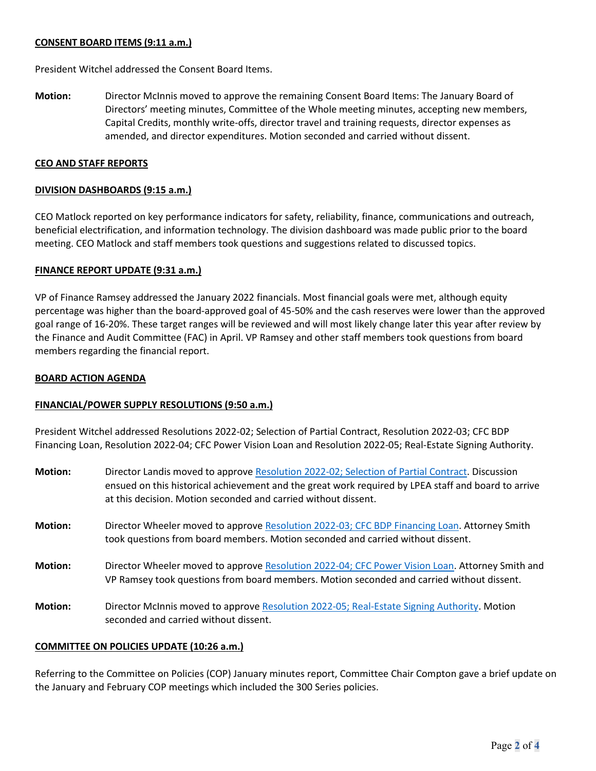**CONSENT BOARD ITEMS (9:11 a.m.)**

President Witchel addressed the Consent Board Items.

**Motion:** Director McInnis moved to approve the remaining Consent Board Items: The January Board of Directors' meeting minutes, Committee of the Whole meeting minutes, accepting new members, Capital Credits, monthly write-offs, director travel and training requests, director expenses as amended, and director expenditures. Motion seconded and carried without dissent.

**CEO AND STAFF REPORTS**

**DIVISION DASHBOARDS (9:15 a.m.)**

CEO Matlock reported on key performance indicators for safety, reliability, finance, communications and outreach, beneficial electrification, and information technology. The division dashboard was made public prior to the board meeting. CEO Matlock and staff members took questions and suggestions related to discussed topics.

**FINANCE REPORT UPDATE (9:31 a.m.)**

VP of Finance Ramsey addressed the January 2022 financials. Most financial goals were met, although equity percentage was higher than the board-approved goal of 45-50% and the cash reserves were lower than the approved goal range of 16-20%. These target ranges will be reviewed and will most likely change later this year after review by the Finance and Audit Committee (FAC) in April. VP Ramsey and other staff members took questions from board members regarding the financial report.

**BOARD ACTION AGENDA**

**FINANCIAL/POWER SUPPLY RESOLUTIONS (9:50 a.m.)**

President Witchel addressed Resolutions 2022-02; Selection of Partial Contract, Resolution 2022-03; CFC BDP Financing Loan, Resolution 2022-04; CFC Power Vision Loan and Resolution 2022-05; Real-Estate Signing Authority.

**Motion:** Director Landis moved to approve Resolution 2022-02; Selection of Partial Contract. Discussion ensued on this historical achievement and the great work required by LPEA staff and board to arrive at this decision. Motion seconded and carried without dissent.

**Motion:** Director Wheeler moved to approve Resolution 2022-03; CFC BDP Financing Loan. Attorney Smith took questions from board members. Motion seconded and carried without dissent.

**Motion:** Director Wheeler moved to approve Resolution 2022-04; CFC Power Vision Loan. Attorney Smith and VP Ramsey took questions from board members. Motion seconded and carried without dissent.

**Motion:** Director McInnis moved to approve Resolution 2022-05; Real-Estate Signing Authority. Motion seconded and carried without dissent.

**COMMITTEE ON POLICIES UPDATE (10:26 a.m.)**

Referring to the Committee on Policies (COP) January minutes report, Committee Chair Compton gave a brief update on the January and February COP meetings which included the 300 Series policies.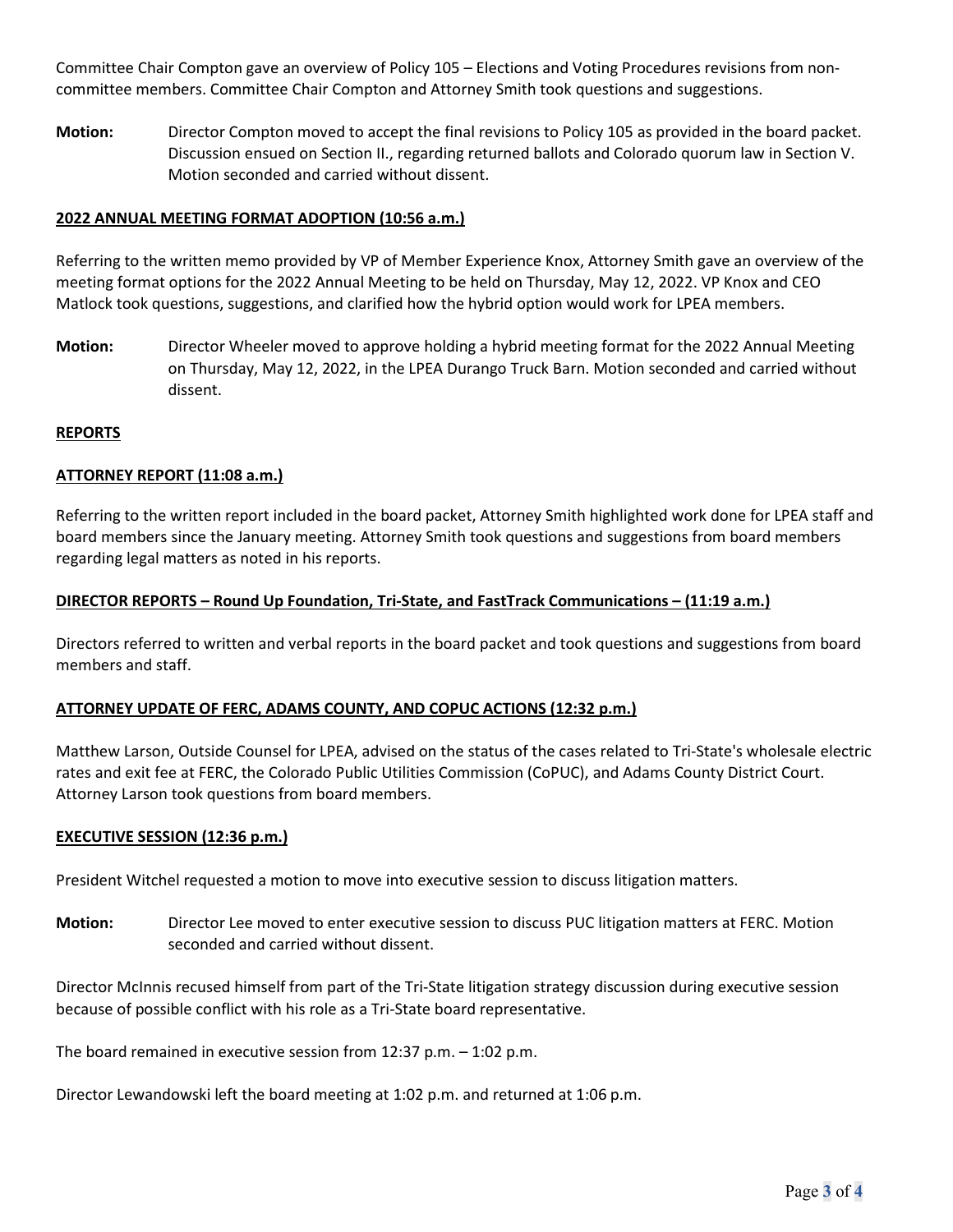Committee Chair Compton gave an overview of Policy 105 – Elections and Voting Procedures revisions from non-committee members. Committee Chair Compton and Attorney Smith took questions and suggestions.

**Motion:** Director Compton moved to accept the final revisions to Policy 105 as provided in the board packet. Discussion ensued on Section II., regarding returned ballots and Colorado quorum law in Section V. Motion seconded and carried without dissent.

**2022 ANNUAL MEETING FORMAT ADOPTION (10:56 a.m.)**

Referring to the written memo provided by VP of Member Experience Knox, Attorney Smith gave an overview of the meeting format options for the 2022 Annual Meeting to be held on Thursday, May 12, 2022. VP Knox and CEO Matlock took questions, suggestions, and clarified how the hybrid option would work for LPEA members.

**Motion:** Director Wheeler moved to approve holding a hybrid meeting format for the 2022 Annual Meeting on Thursday, May 12, 2022, in the LPEA Durango Truck Barn. Motion seconded and carried without dissent.

**REPORTS**

**ATTORNEY REPORT (11:08 a.m.)**

Referring to the written report included in the board packet, Attorney Smith highlighted work done for LPEA staff and board members since the January meeting. Attorney Smith took questions and suggestions from board members regarding legal matters as noted in his reports.

**DIRECTOR REPORTS – Round Up Foundation, Tri-State, and FastTrack Communications – (11:19 a.m.)**

Directors referred to written and verbal reports in the board packet and took questions and suggestions from board members and staff.

**ATTORNEY UPDATE OF FERC, ADAMS COUNTY, AND COPUC ACTIONS (12:32 p.m.)**

Matthew Larson, Outside Counsel for LPEA, advised on the status of the cases related to Tri-State's wholesale electric rates and exit fee at FERC, the Colorado Public Utilities Commission (CoPUC), and Adams County District Court. Attorney Larson took questions from board members.

**EXECUTIVE SESSION (12:36 p.m.)**

President Witchel requested a motion to move into executive session to discuss litigation matters.

**Motion:** Director Lee moved to enter executive session to discuss PUC litigation matters at FERC. Motion seconded and carried without dissent.

Director McInnis recused himself from part of the Tri-State litigation strategy discussion during executive session because of possible conflict with his role as a Tri-State board representative.

The board remained in executive session from 12:37 p.m. – 1:02 p.m.

Director Lewandowski left the board meeting at 1:02 p.m. and returned at 1:06 p.m.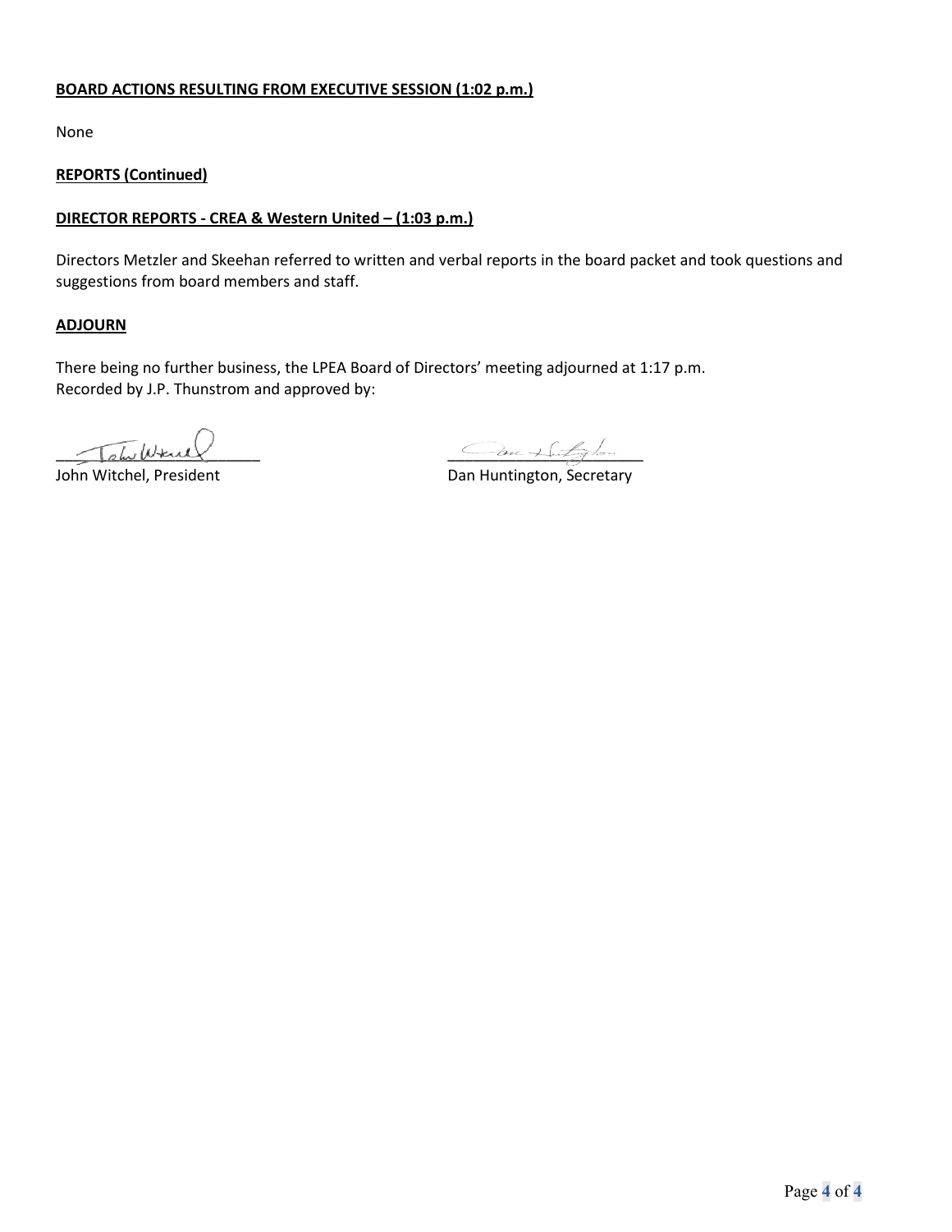**BOARD ACTIONS RESULTING FROM EXECUTIVE SESSION (1:02 p.m.)**

None

**REPORTS (Continued)**

**DIRECTOR REPORTS - CREA & Western United – (1:03 p.m.)**

Directors Metzler and Skeehan referred to written and verbal reports in the board packet and took questions and suggestions from board members and staff.

**ADJOURN**

There being no further business, the LPEA Board of Directors' meeting adjourned at 1:17 p.m.
Recorded by J.P. Thunstrom and approved by:

John Witchel, President

Dan Huntington, Secretary